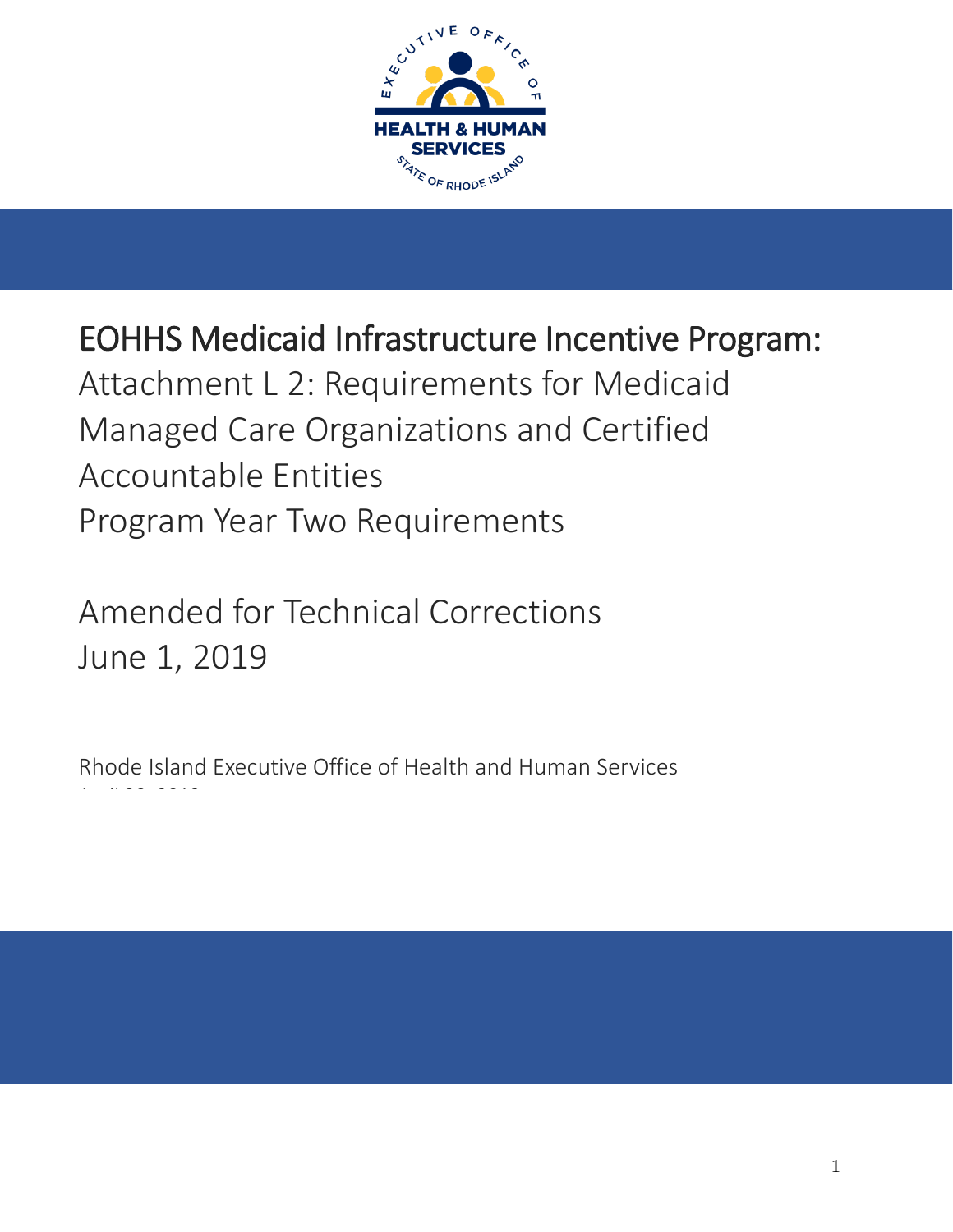# EOHHS Medicaid Infrastructure Incentive Program:

Attachment L 2: Requirements for Medicaid Managed Care Organizations and Certified Accountable Entities

Program Year Two Requirements

Amended for Technical Corrections

June 1, 2019

Rhode Island Executive Office of Health and Human Services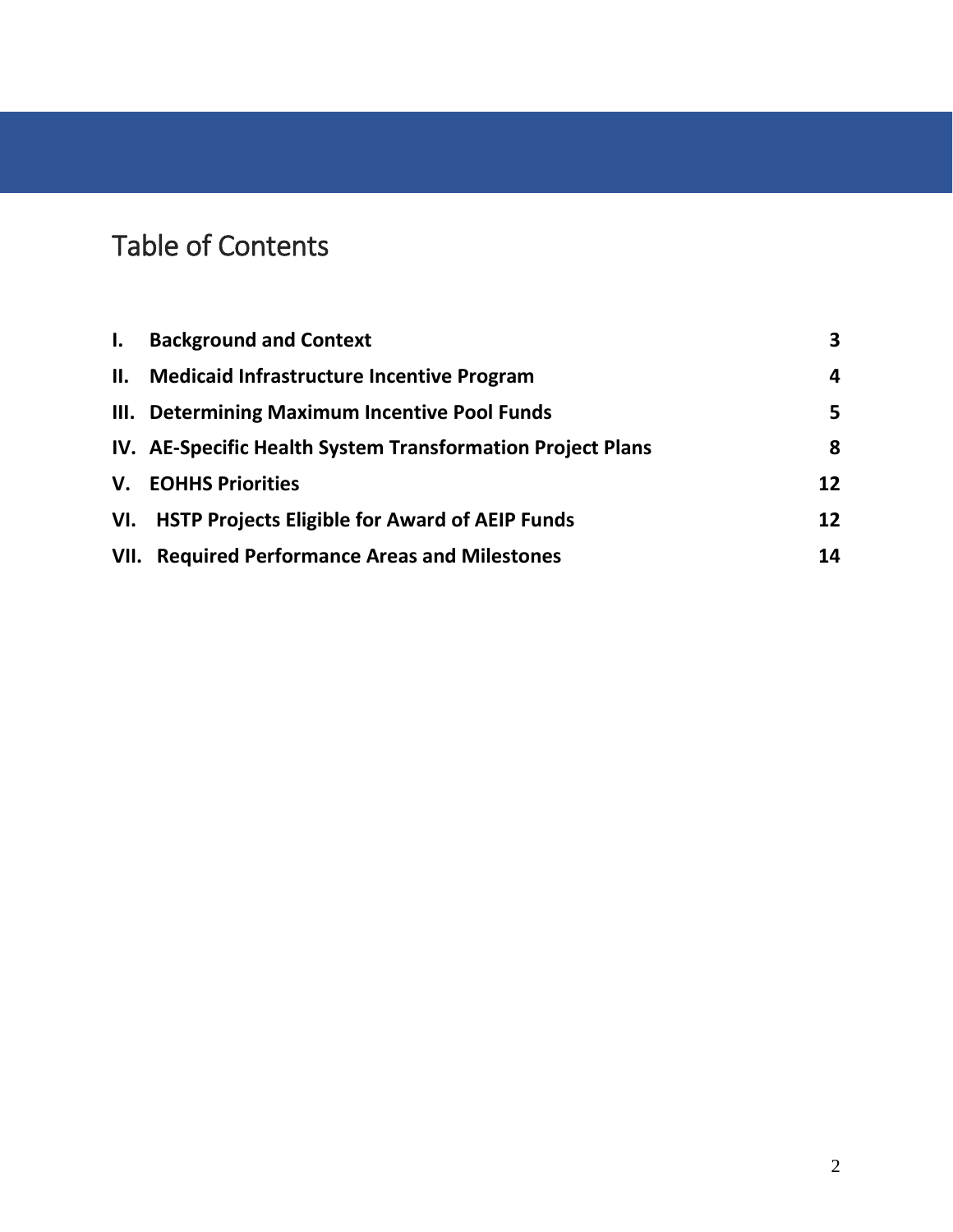# Table of Contents

| | | |
|---|---|---|
| **I.** | **Background and Context** | **3** |
| **II.** | **Medicaid Infrastructure Incentive Program** | **4** |
| **III.** | **Determining Maximum Incentive Pool Funds** | **5** |
| **IV.** | **AE-Specific Health System Transformation Project Plans** | **8** |
| **V.** | **EOHHS Priorities** | **12** |
| **VI.** | **HSTP Projects Eligible for Award of AEIP Funds** | **12** |
| **VII.** | **Required Performance Areas and Milestones** | **14** |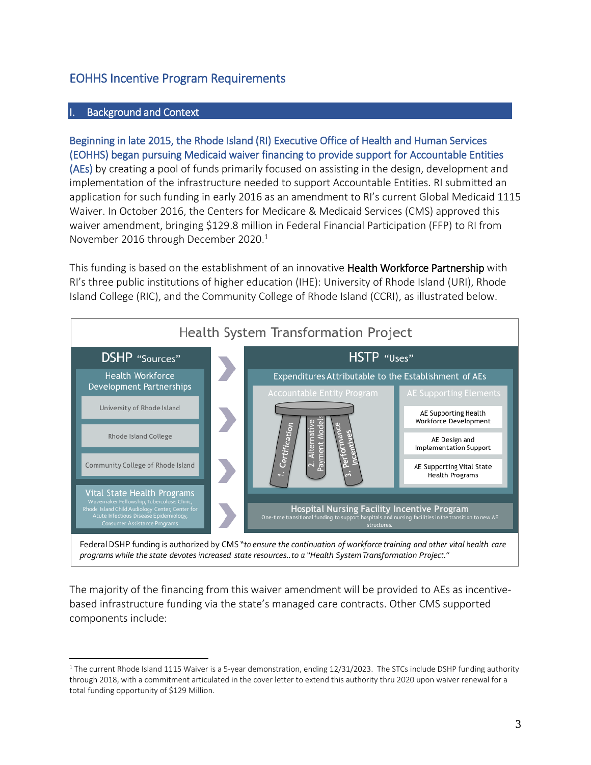## EOHHS Incentive Program Requirements

### I. Background and Context

Beginning in late 2015, the Rhode Island (RI) Executive Office of Health and Human Services (EOHHS) began pursuing Medicaid waiver financing to provide support for Accountable Entities (AEs) by creating a pool of funds primarily focused on assisting in the design, development and implementation of the infrastructure needed to support Accountable Entities. RI submitted an application for such funding in early 2016 as an amendment to RI's current Global Medicaid 1115 Waiver. In October 2016, the Centers for Medicare & Medicaid Services (CMS) approved this waiver amendment, bringing $129.8 million in Federal Financial Participation (FFP) to RI from November 2016 through December 2020.[1]

This funding is based on the establishment of an innovative **Health Workforce Partnership** with RI's three public institutions of higher education (IHE): University of Rhode Island (URI), Rhode Island College (RIC), and the Community College of Rhode Island (CCRI), as illustrated below.

**Health System Transformation Project**

**DSHP "Sources"**

- Health Workforce Development Partnerships
  - University of Rhode Island
  - Rhode Island College
  - Community College of Rhode Island
- Vital State Health Programs
  - Wavemaker Fellowship, Tuberculosis Clinic, Rhode Island Child Audiology Center, Center for Acute Infectious Disease Epidemiology, Consumer Assistance Programs

**HSTP "Uses"**

- Expenditures Attributable to the Establishment of AEs
  - Accountable Entity Program
    1. Certification
    2. Alternative Payment Models
    3. Performance Incentives
  - AE Supporting Elements
    - AE Supporting Health Workforce Development
    - AE Design and Implementation Support
    - AE Supporting Vital State Health Programs
- Hospital Nursing Facility Incentive Program
  - One-time transitional funding to support hospitals and nursing facilities in the transition to new AE structures.

Federal DSHP funding is authorized by CMS "*to ensure the continuation of workforce training and other vital health care programs while the state devotes increased state resources..to a "Health System Transformation Project."*

The majority of the financing from this waiver amendment will be provided to AEs as incentive-based infrastructure funding via the state's managed care contracts. Other CMS supported components include:

[1] The current Rhode Island 1115 Waiver is a 5-year demonstration, ending 12/31/2023. The STCs include DSHP funding authority through 2018, with a commitment articulated in the cover letter to extend this authority thru 2020 upon waiver renewal for a total funding opportunity of $129 Million.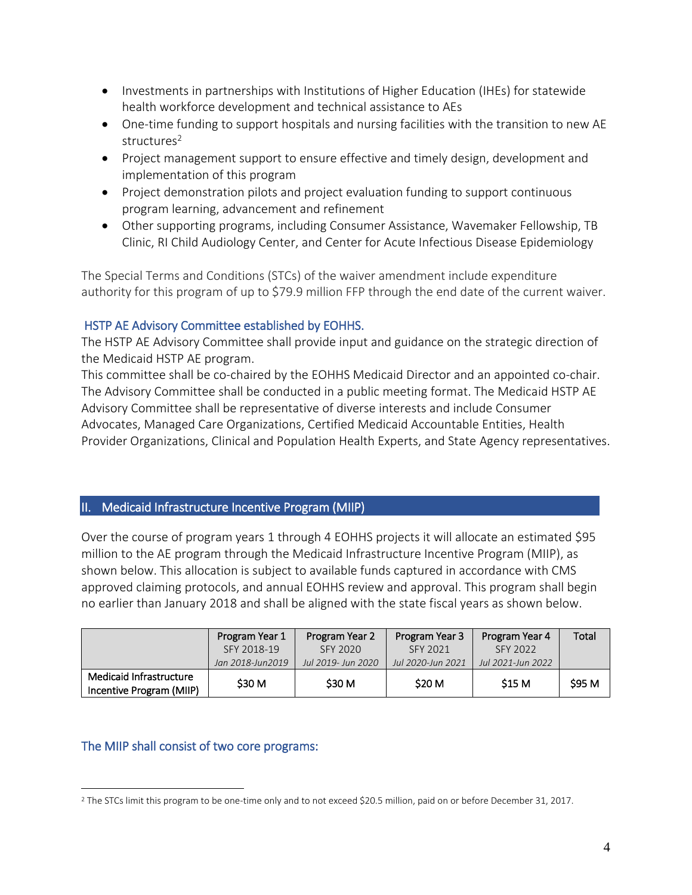- Investments in partnerships with Institutions of Higher Education (IHEs) for statewide health workforce development and technical assistance to AEs
- One-time funding to support hospitals and nursing facilities with the transition to new AE structures[2]
- Project management support to ensure effective and timely design, development and implementation of this program
- Project demonstration pilots and project evaluation funding to support continuous program learning, advancement and refinement
- Other supporting programs, including Consumer Assistance, Wavemaker Fellowship, TB Clinic, RI Child Audiology Center, and Center for Acute Infectious Disease Epidemiology

The Special Terms and Conditions (STCs) of the waiver amendment include expenditure authority for this program of up to $79.9 million FFP through the end date of the current waiver.

### HSTP AE Advisory Committee established by EOHHS.

The HSTP AE Advisory Committee shall provide input and guidance on the strategic direction of the Medicaid HSTP AE program.

This committee shall be co-chaired by the EOHHS Medicaid Director and an appointed co-chair. The Advisory Committee shall be conducted in a public meeting format. The Medicaid HSTP AE Advisory Committee shall be representative of diverse interests and include Consumer Advocates, Managed Care Organizations, Certified Medicaid Accountable Entities, Health Provider Organizations, Clinical and Population Health Experts, and State Agency representatives.

## II. Medicaid Infrastructure Incentive Program (MIIP)

Over the course of program years 1 through 4 EOHHS projects it will allocate an estimated $95 million to the AE program through the Medicaid Infrastructure Incentive Program (MIIP), as shown below. This allocation is subject to available funds captured in accordance with CMS approved claiming protocols, and annual EOHHS review and approval. This program shall begin no earlier than January 2018 and shall be aligned with the state fiscal years as shown below.

| | Program Year 1 SFY 2018-19 *Jan 2018-Jun2019* | Program Year 2 SFY 2020 *Jul 2019- Jun 2020* | Program Year 3 SFY 2021 *Jul 2020-Jun 2021* | Program Year 4 SFY 2022 *Jul 2021-Jun 2022* | Total |
|---|---|---|---|---|---|
| Medicaid Infrastructure Incentive Program (MIIP) | $30 M | $30 M | $20 M | $15 M | $95 M |

### The MIIP shall consist of two core programs:

[2] The STCs limit this program to be one-time only and to not exceed $20.5 million, paid on or before December 31, 2017.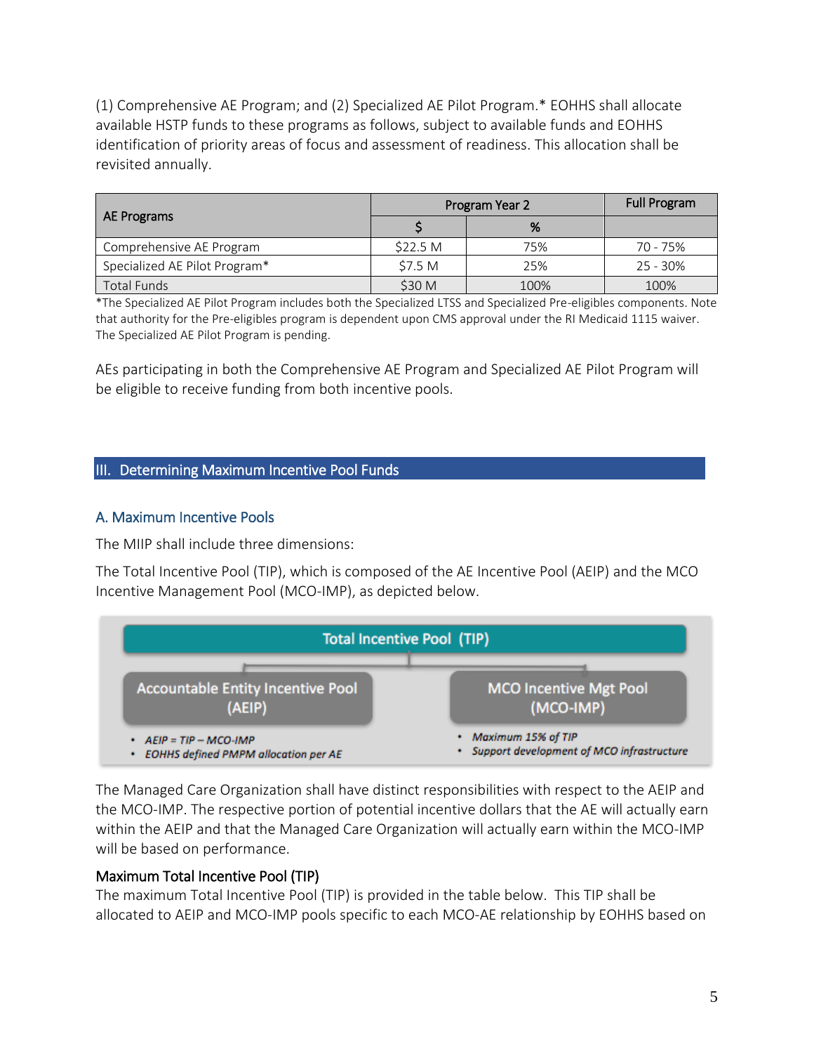(1) Comprehensive AE Program; and (2) Specialized AE Pilot Program.* EOHHS shall allocate available HSTP funds to these programs as follows, subject to available funds and EOHHS identification of priority areas of focus and assessment of readiness. This allocation shall be revisited annually.

| AE Programs | Program Year 2 | | Full Program |
|---|---|---|---|
| | $ | % | |
| Comprehensive AE Program | $22.5 M | 75% | 70 - 75% |
| Specialized AE Pilot Program* | $7.5 M | 25% | 25 - 30% |
| Total Funds | $30 M | 100% | 100% |

*The Specialized AE Pilot Program includes both the Specialized LTSS and Specialized Pre-eligibles components. Note that authority for the Pre-eligibles program is dependent upon CMS approval under the RI Medicaid 1115 waiver. The Specialized AE Pilot Program is pending.

AEs participating in both the Comprehensive AE Program and Specialized AE Pilot Program will be eligible to receive funding from both incentive pools.

## III. Determining Maximum Incentive Pool Funds

### A. Maximum Incentive Pools

The MIIP shall include three dimensions:

The Total Incentive Pool (TIP), which is composed of the AE Incentive Pool (AEIP) and the MCO Incentive Management Pool (MCO-IMP), as depicted below.

**Total Incentive Pool (TIP)**

**Accountable Entity Incentive Pool (AEIP)**

- *AEIP = TIP – MCO-IMP*
- *EOHHS defined PMPM allocation per AE*

**MCO Incentive Mgt Pool (MCO-IMP)**

- *Maximum 15% of TIP*
- *Support development of MCO infrastructure*

The Managed Care Organization shall have distinct responsibilities with respect to the AEIP and the MCO-IMP. The respective portion of potential incentive dollars that the AE will actually earn within the AEIP and that the Managed Care Organization will actually earn within the MCO-IMP will be based on performance.

#### Maximum Total Incentive Pool (TIP)

The maximum Total Incentive Pool (TIP) is provided in the table below. This TIP shall be allocated to AEIP and MCO-IMP pools specific to each MCO-AE relationship by EOHHS based on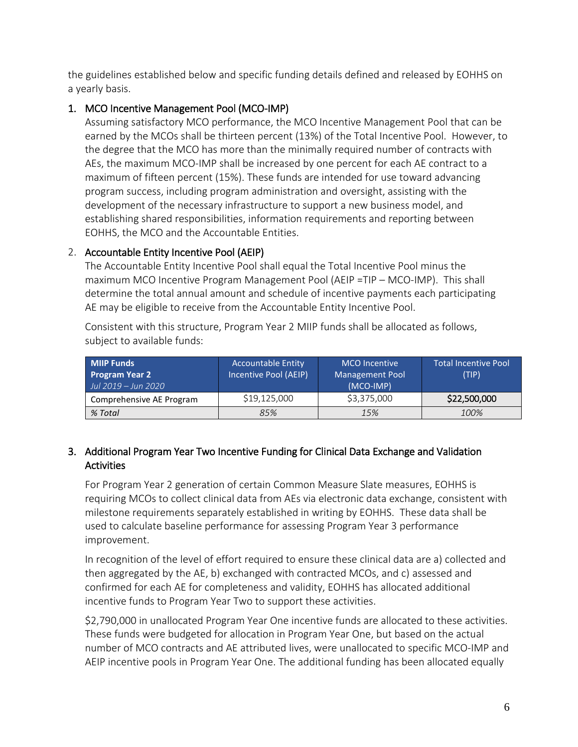the guidelines established below and specific funding details defined and released by EOHHS on a yearly basis.

1. MCO Incentive Management Pool (MCO-IMP)
   Assuming satisfactory MCO performance, the MCO Incentive Management Pool that can be earned by the MCOs shall be thirteen percent (13%) of the Total Incentive Pool. However, to the degree that the MCO has more than the minimally required number of contracts with AEs, the maximum MCO-IMP shall be increased by one percent for each AE contract to a maximum of fifteen percent (15%). These funds are intended for use toward advancing program success, including program administration and oversight, assisting with the development of the necessary infrastructure to support a new business model, and establishing shared responsibilities, information requirements and reporting between EOHHS, the MCO and the Accountable Entities.

2. Accountable Entity Incentive Pool (AEIP)
   The Accountable Entity Incentive Pool shall equal the Total Incentive Pool minus the maximum MCO Incentive Program Management Pool (AEIP =TIP – MCO-IMP). This shall determine the total annual amount and schedule of incentive payments each participating AE may be eligible to receive from the Accountable Entity Incentive Pool.

   Consistent with this structure, Program Year 2 MIIP funds shall be allocated as follows, subject to available funds:

| **MIIP Funds Program Year 2** *Jul 2019 – Jun 2020* | Accountable Entity Incentive Pool (AEIP) | MCO Incentive Management Pool (MCO-IMP) | Total Incentive Pool (TIP) |
|---|---|---|---|
| Comprehensive AE Program | $19,125,000 | $3,375,000 | **$22,500,000** |
| *% Total* | *85%* | *15%* | *100%* |

3. Additional Program Year Two Incentive Funding for Clinical Data Exchange and Validation Activities

   For Program Year 2 generation of certain Common Measure Slate measures, EOHHS is requiring MCOs to collect clinical data from AEs via electronic data exchange, consistent with milestone requirements separately established in writing by EOHHS. These data shall be used to calculate baseline performance for assessing Program Year 3 performance improvement.

   In recognition of the level of effort required to ensure these clinical data are a) collected and then aggregated by the AE, b) exchanged with contracted MCOs, and c) assessed and confirmed for each AE for completeness and validity, EOHHS has allocated additional incentive funds to Program Year Two to support these activities.

   $2,790,000 in unallocated Program Year One incentive funds are allocated to these activities. These funds were budgeted for allocation in Program Year One, but based on the actual number of MCO contracts and AE attributed lives, were unallocated to specific MCO-IMP and AEIP incentive pools in Program Year One. The additional funding has been allocated equally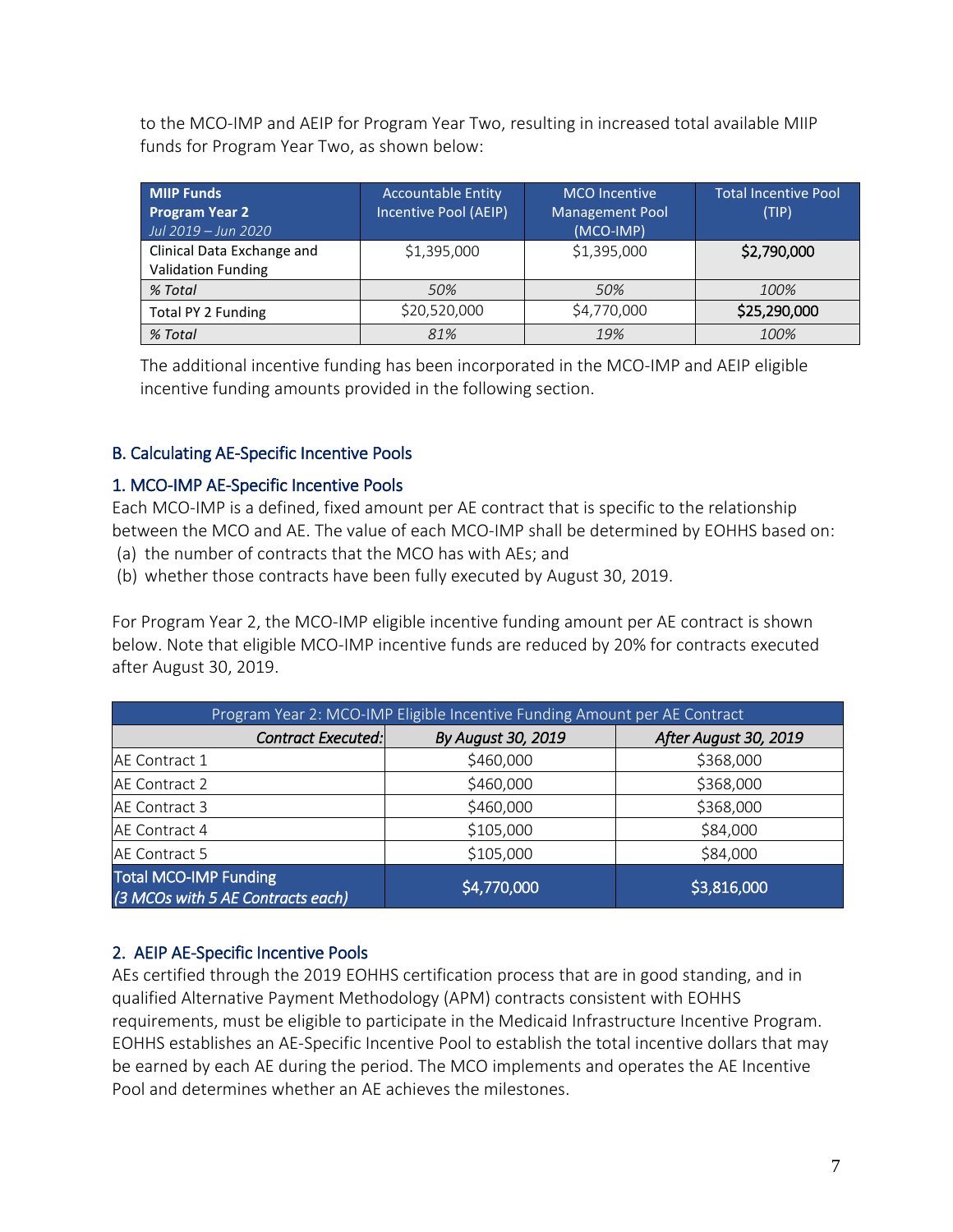to the MCO-IMP and AEIP for Program Year Two, resulting in increased total available MIIP funds for Program Year Two, as shown below:

| **MIIP Funds Program Year 2** *Jul 2019 – Jun 2020* | Accountable Entity Incentive Pool (AEIP) | MCO Incentive Management Pool (MCO-IMP) | Total Incentive Pool (TIP) |
|---|---|---|---|
| Clinical Data Exchange and Validation Funding | $1,395,000 | $1,395,000 | **$2,790,000** |
| *% Total* | *50%* | *50%* | *100%* |
| Total PY 2 Funding | $20,520,000 | $4,770,000 | **$25,290,000** |
| *% Total* | *81%* | *19%* | *100%* |

The additional incentive funding has been incorporated in the MCO-IMP and AEIP eligible incentive funding amounts provided in the following section.

## B. Calculating AE-Specific Incentive Pools

### 1. MCO-IMP AE-Specific Incentive Pools

Each MCO-IMP is a defined, fixed amount per AE contract that is specific to the relationship between the MCO and AE. The value of each MCO-IMP shall be determined by EOHHS based on:

(a) the number of contracts that the MCO has with AEs; and

(b) whether those contracts have been fully executed by August 30, 2019.

For Program Year 2, the MCO-IMP eligible incentive funding amount per AE contract is shown below. Note that eligible MCO-IMP incentive funds are reduced by 20% for contracts executed after August 30, 2019.

| Program Year 2: MCO-IMP Eligible Incentive Funding Amount per AE Contract | | |
|---|---|---|
| ***Contract Executed:*** | ***By August 30, 2019*** | ***After August 30, 2019*** |
| AE Contract 1 | $460,000 | $368,000 |
| AE Contract 2 | $460,000 | $368,000 |
| AE Contract 3 | $460,000 | $368,000 |
| AE Contract 4 | $105,000 | $84,000 |
| AE Contract 5 | $105,000 | $84,000 |
| **Total MCO-IMP Funding** *(3 MCOs with 5 AE Contracts each)* | **$4,770,000** | **$3,816,000** |

### 2. AEIP AE-Specific Incentive Pools

AEs certified through the 2019 EOHHS certification process that are in good standing, and in qualified Alternative Payment Methodology (APM) contracts consistent with EOHHS requirements, must be eligible to participate in the Medicaid Infrastructure Incentive Program. EOHHS establishes an AE-Specific Incentive Pool to establish the total incentive dollars that may be earned by each AE during the period. The MCO implements and operates the AE Incentive Pool and determines whether an AE achieves the milestones.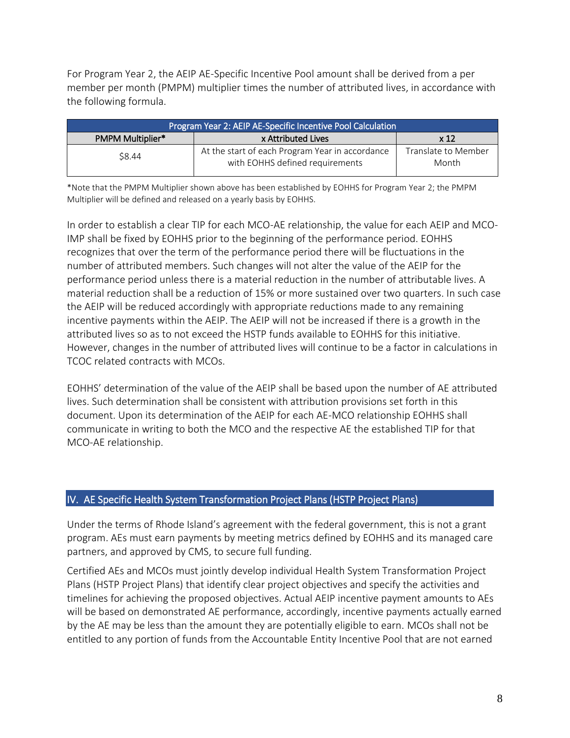For Program Year 2, the AEIP AE-Specific Incentive Pool amount shall be derived from a per member per month (PMPM) multiplier times the number of attributed lives, in accordance with the following formula.

| Program Year 2: AEIP AE-Specific Incentive Pool Calculation | | |
|---|---|---|
| **PMPM Multiplier*** | **x Attributed Lives** | **x 12** |
| $8.44 | At the start of each Program Year in accordance with EOHHS defined requirements | Translate to Member Month |

*Note that the PMPM Multiplier shown above has been established by EOHHS for Program Year 2; the PMPM Multiplier will be defined and released on a yearly basis by EOHHS.

In order to establish a clear TIP for each MCO-AE relationship, the value for each AEIP and MCO-IMP shall be fixed by EOHHS prior to the beginning of the performance period. EOHHS recognizes that over the term of the performance period there will be fluctuations in the number of attributed members. Such changes will not alter the value of the AEIP for the performance period unless there is a material reduction in the number of attributable lives. A material reduction shall be a reduction of 15% or more sustained over two quarters. In such case the AEIP will be reduced accordingly with appropriate reductions made to any remaining incentive payments within the AEIP. The AEIP will not be increased if there is a growth in the attributed lives so as to not exceed the HSTP funds available to EOHHS for this initiative. However, changes in the number of attributed lives will continue to be a factor in calculations in TCOC related contracts with MCOs.

EOHHS' determination of the value of the AEIP shall be based upon the number of AE attributed lives. Such determination shall be consistent with attribution provisions set forth in this document. Upon its determination of the AEIP for each AE-MCO relationship EOHHS shall communicate in writing to both the MCO and the respective AE the established TIP for that MCO-AE relationship.

## IV. AE Specific Health System Transformation Project Plans (HSTP Project Plans)

Under the terms of Rhode Island's agreement with the federal government, this is not a grant program. AEs must earn payments by meeting metrics defined by EOHHS and its managed care partners, and approved by CMS, to secure full funding.

Certified AEs and MCOs must jointly develop individual Health System Transformation Project Plans (HSTP Project Plans) that identify clear project objectives and specify the activities and timelines for achieving the proposed objectives. Actual AEIP incentive payment amounts to AEs will be based on demonstrated AE performance, accordingly, incentive payments actually earned by the AE may be less than the amount they are potentially eligible to earn. MCOs shall not be entitled to any portion of funds from the Accountable Entity Incentive Pool that are not earned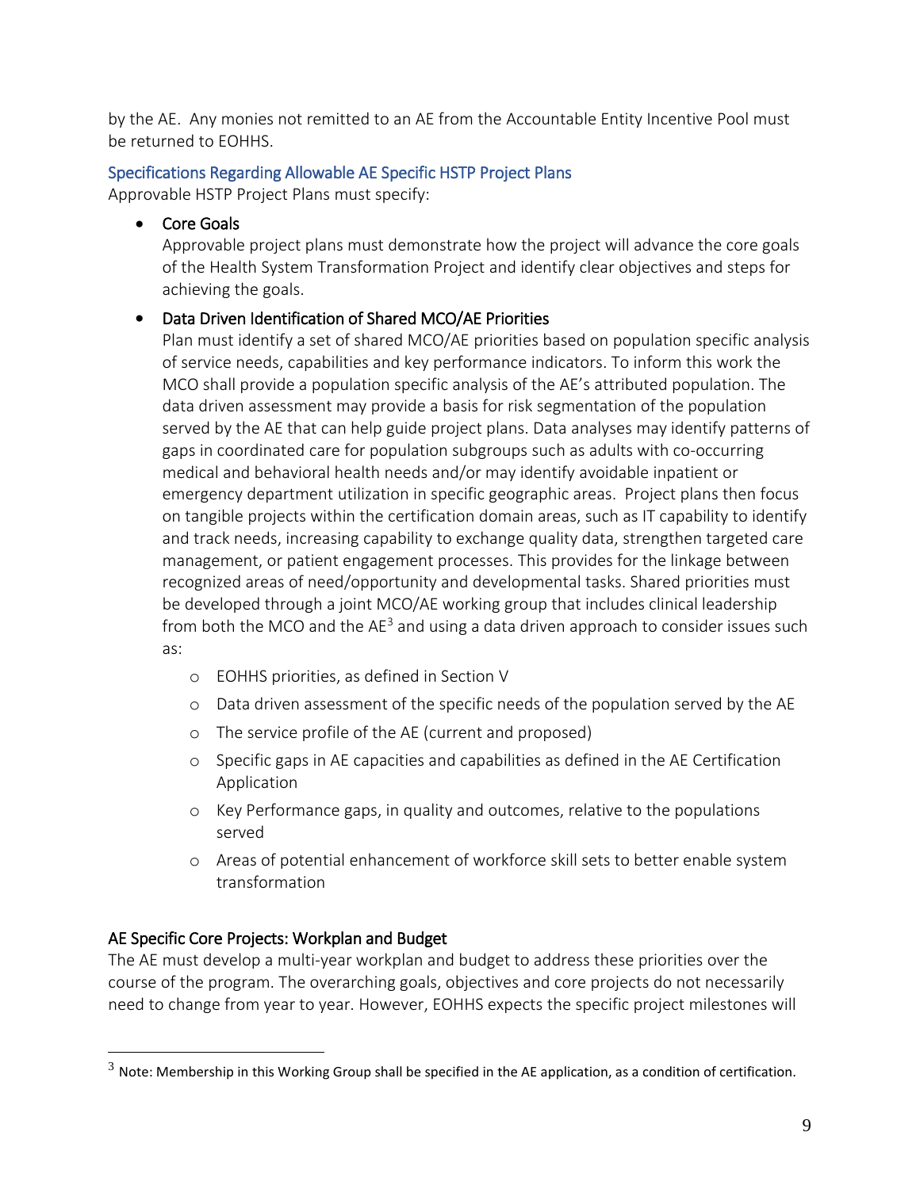by the AE. Any monies not remitted to an AE from the Accountable Entity Incentive Pool must be returned to EOHHS.

### Specifications Regarding Allowable AE Specific HSTP Project Plans

Approvable HSTP Project Plans must specify:

- Core Goals
  Approvable project plans must demonstrate how the project will advance the core goals of the Health System Transformation Project and identify clear objectives and steps for achieving the goals.
- Data Driven Identification of Shared MCO/AE Priorities
  Plan must identify a set of shared MCO/AE priorities based on population specific analysis of service needs, capabilities and key performance indicators. To inform this work the MCO shall provide a population specific analysis of the AE's attributed population. The data driven assessment may provide a basis for risk segmentation of the population served by the AE that can help guide project plans. Data analyses may identify patterns of gaps in coordinated care for population subgroups such as adults with co-occurring medical and behavioral health needs and/or may identify avoidable inpatient or emergency department utilization in specific geographic areas. Project plans then focus on tangible projects within the certification domain areas, such as IT capability to identify and track needs, increasing capability to exchange quality data, strengthen targeted care management, or patient engagement processes. This provides for the linkage between recognized areas of need/opportunity and developmental tasks. Shared priorities must be developed through a joint MCO/AE working group that includes clinical leadership from both the MCO and the AE[3] and using a data driven approach to consider issues such as:
    - EOHHS priorities, as defined in Section V
    - Data driven assessment of the specific needs of the population served by the AE
    - The service profile of the AE (current and proposed)
    - Specific gaps in AE capacities and capabilities as defined in the AE Certification Application
    - Key Performance gaps, in quality and outcomes, relative to the populations served
    - Areas of potential enhancement of workforce skill sets to better enable system transformation

### AE Specific Core Projects: Workplan and Budget

The AE must develop a multi-year workplan and budget to address these priorities over the course of the program. The overarching goals, objectives and core projects do not necessarily need to change from year to year. However, EOHHS expects the specific project milestones will

---

[3] Note: Membership in this Working Group shall be specified in the AE application, as a condition of certification.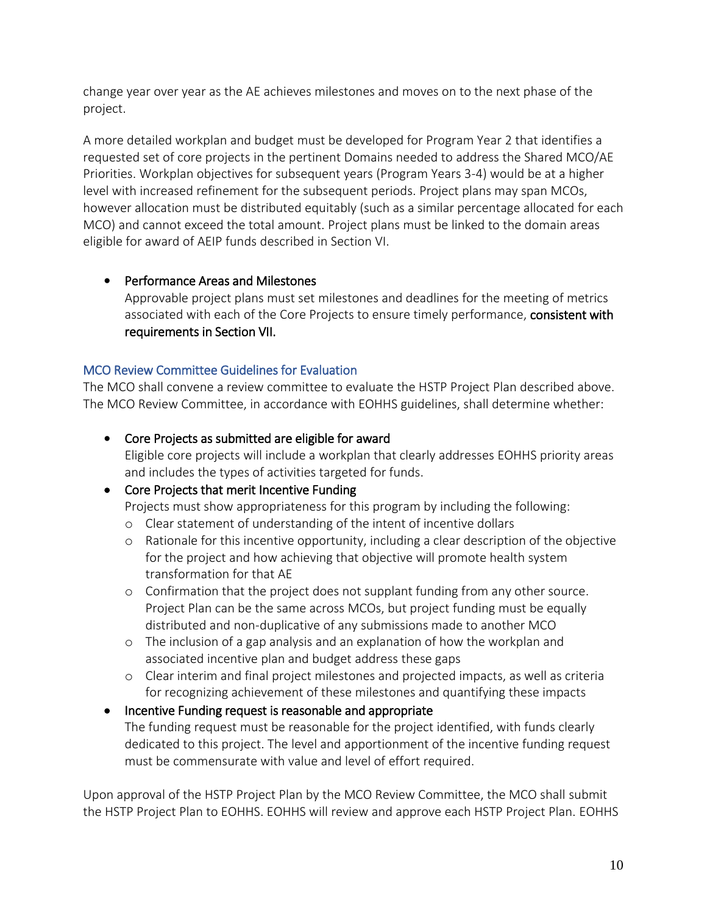change year over year as the AE achieves milestones and moves on to the next phase of the project.

A more detailed workplan and budget must be developed for Program Year 2 that identifies a requested set of core projects in the pertinent Domains needed to address the Shared MCO/AE Priorities. Workplan objectives for subsequent years (Program Years 3-4) would be at a higher level with increased refinement for the subsequent periods. Project plans may span MCOs, however allocation must be distributed equitably (such as a similar percentage allocated for each MCO) and cannot exceed the total amount. Project plans must be linked to the domain areas eligible for award of AEIP funds described in Section VI.

- Performance Areas and Milestones
  Approvable project plans must set milestones and deadlines for the meeting of metrics associated with each of the Core Projects to ensure timely performance, **consistent with requirements in Section VII.**

### MCO Review Committee Guidelines for Evaluation

The MCO shall convene a review committee to evaluate the HSTP Project Plan described above. The MCO Review Committee, in accordance with EOHHS guidelines, shall determine whether:

- Core Projects as submitted are eligible for award
  Eligible core projects will include a workplan that clearly addresses EOHHS priority areas and includes the types of activities targeted for funds.
- Core Projects that merit Incentive Funding
  Projects must show appropriateness for this program by including the following:
  - Clear statement of understanding of the intent of incentive dollars
  - Rationale for this incentive opportunity, including a clear description of the objective for the project and how achieving that objective will promote health system transformation for that AE
  - Confirmation that the project does not supplant funding from any other source. Project Plan can be the same across MCOs, but project funding must be equally distributed and non-duplicative of any submissions made to another MCO
  - The inclusion of a gap analysis and an explanation of how the workplan and associated incentive plan and budget address these gaps
  - Clear interim and final project milestones and projected impacts, as well as criteria for recognizing achievement of these milestones and quantifying these impacts
- Incentive Funding request is reasonable and appropriate
  The funding request must be reasonable for the project identified, with funds clearly dedicated to this project. The level and apportionment of the incentive funding request must be commensurate with value and level of effort required.

Upon approval of the HSTP Project Plan by the MCO Review Committee, the MCO shall submit the HSTP Project Plan to EOHHS. EOHHS will review and approve each HSTP Project Plan. EOHHS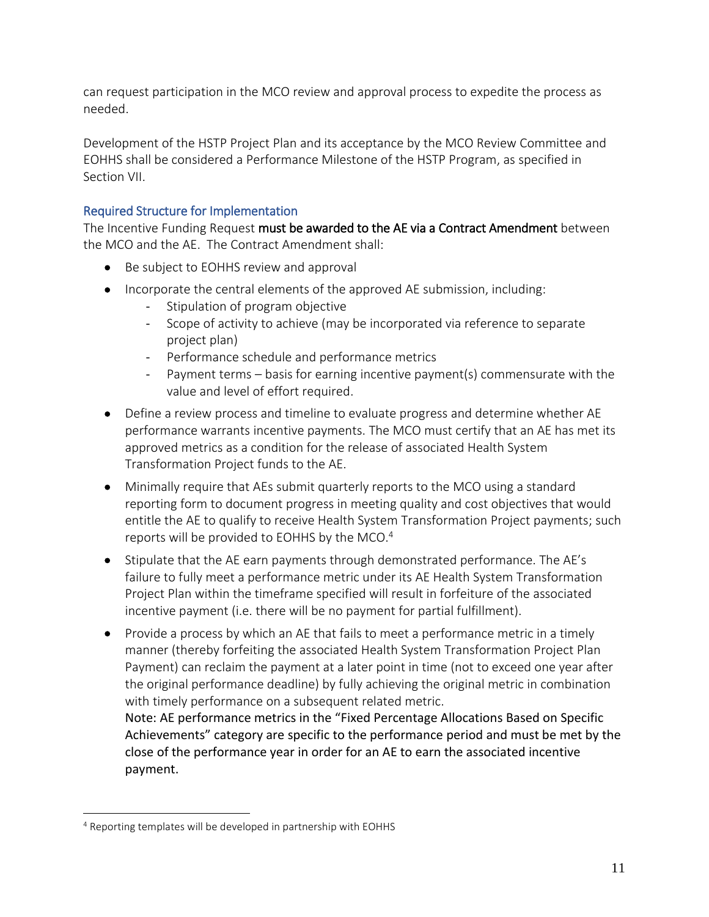can request participation in the MCO review and approval process to expedite the process as needed.

Development of the HSTP Project Plan and its acceptance by the MCO Review Committee and EOHHS shall be considered a Performance Milestone of the HSTP Program, as specified in Section VII.

### Required Structure for Implementation

The Incentive Funding Request **must be awarded to the AE via a Contract Amendment** between the MCO and the AE. The Contract Amendment shall:

- Be subject to EOHHS review and approval
- Incorporate the central elements of the approved AE submission, including:
  - Stipulation of program objective
  - Scope of activity to achieve (may be incorporated via reference to separate project plan)
  - Performance schedule and performance metrics
  - Payment terms – basis for earning incentive payment(s) commensurate with the value and level of effort required.
- Define a review process and timeline to evaluate progress and determine whether AE performance warrants incentive payments. The MCO must certify that an AE has met its approved metrics as a condition for the release of associated Health System Transformation Project funds to the AE.
- Minimally require that AEs submit quarterly reports to the MCO using a standard reporting form to document progress in meeting quality and cost objectives that would entitle the AE to qualify to receive Health System Transformation Project payments; such reports will be provided to EOHHS by the MCO.[4]
- Stipulate that the AE earn payments through demonstrated performance. The AE's failure to fully meet a performance metric under its AE Health System Transformation Project Plan within the timeframe specified will result in forfeiture of the associated incentive payment (i.e. there will be no payment for partial fulfillment).
- Provide a process by which an AE that fails to meet a performance metric in a timely manner (thereby forfeiting the associated Health System Transformation Project Plan Payment) can reclaim the payment at a later point in time (not to exceed one year after the original performance deadline) by fully achieving the original metric in combination with timely performance on a subsequent related metric.
  Note: AE performance metrics in the "Fixed Percentage Allocations Based on Specific Achievements" category are specific to the performance period and must be met by the close of the performance year in order for an AE to earn the associated incentive payment.

---

[4] Reporting templates will be developed in partnership with EOHHS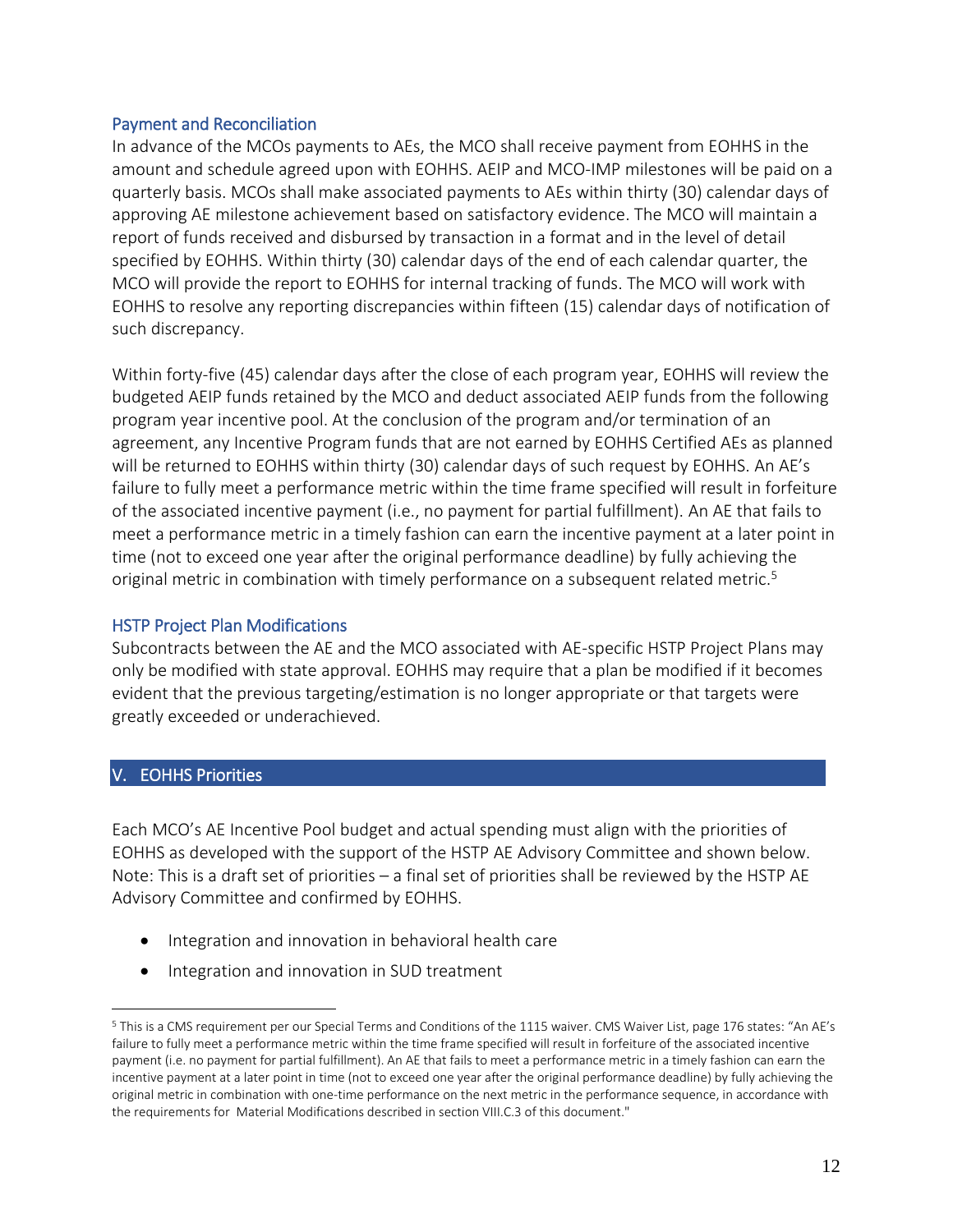### Payment and Reconciliation

In advance of the MCOs payments to AEs, the MCO shall receive payment from EOHHS in the amount and schedule agreed upon with EOHHS. AEIP and MCO-IMP milestones will be paid on a quarterly basis. MCOs shall make associated payments to AEs within thirty (30) calendar days of approving AE milestone achievement based on satisfactory evidence. The MCO will maintain a report of funds received and disbursed by transaction in a format and in the level of detail specified by EOHHS. Within thirty (30) calendar days of the end of each calendar quarter, the MCO will provide the report to EOHHS for internal tracking of funds. The MCO will work with EOHHS to resolve any reporting discrepancies within fifteen (15) calendar days of notification of such discrepancy.

Within forty-five (45) calendar days after the close of each program year, EOHHS will review the budgeted AEIP funds retained by the MCO and deduct associated AEIP funds from the following program year incentive pool. At the conclusion of the program and/or termination of an agreement, any Incentive Program funds that are not earned by EOHHS Certified AEs as planned will be returned to EOHHS within thirty (30) calendar days of such request by EOHHS. An AE's failure to fully meet a performance metric within the time frame specified will result in forfeiture of the associated incentive payment (i.e., no payment for partial fulfillment). An AE that fails to meet a performance metric in a timely fashion can earn the incentive payment at a later point in time (not to exceed one year after the original performance deadline) by fully achieving the original metric in combination with timely performance on a subsequent related metric.[5]

### HSTP Project Plan Modifications

Subcontracts between the AE and the MCO associated with AE-specific HSTP Project Plans may only be modified with state approval. EOHHS may require that a plan be modified if it becomes evident that the previous targeting/estimation is no longer appropriate or that targets were greatly exceeded or underachieved.

## V. EOHHS Priorities

Each MCO's AE Incentive Pool budget and actual spending must align with the priorities of EOHHS as developed with the support of the HSTP AE Advisory Committee and shown below. Note: This is a draft set of priorities – a final set of priorities shall be reviewed by the HSTP AE Advisory Committee and confirmed by EOHHS.

- Integration and innovation in behavioral health care
- Integration and innovation in SUD treatment

---

[5] This is a CMS requirement per our Special Terms and Conditions of the 1115 waiver. CMS Waiver List, page 176 states: "An AE's failure to fully meet a performance metric within the time frame specified will result in forfeiture of the associated incentive payment (i.e. no payment for partial fulfillment). An AE that fails to meet a performance metric in a timely fashion can earn the incentive payment at a later point in time (not to exceed one year after the original performance deadline) by fully achieving the original metric in combination with one-time performance on the next metric in the performance sequence, in accordance with the requirements for Material Modifications described in section VIII.C.3 of this document."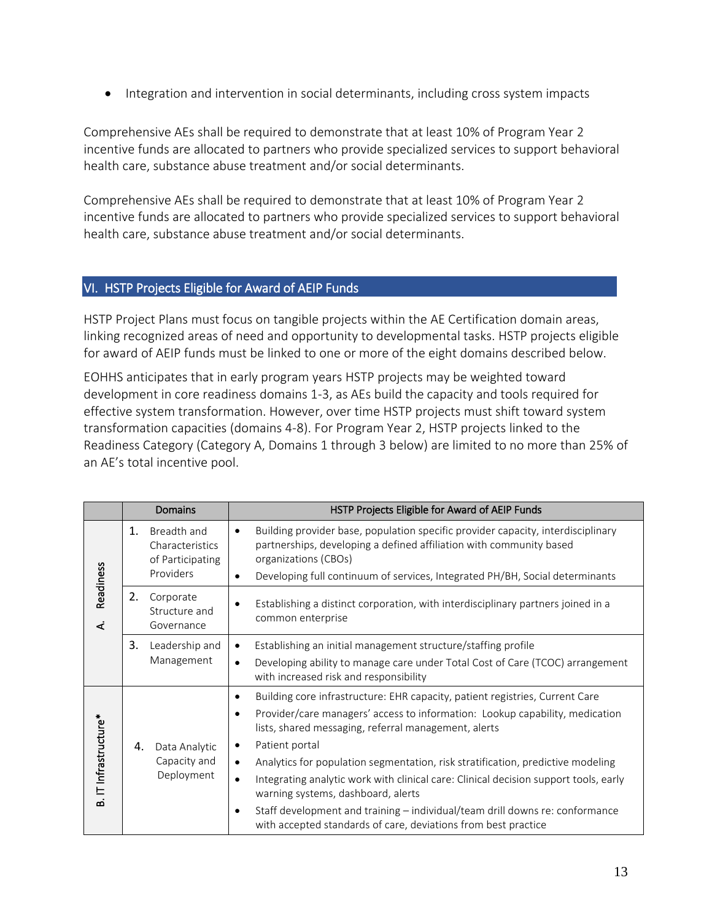- Integration and intervention in social determinants, including cross system impacts

Comprehensive AEs shall be required to demonstrate that at least 10% of Program Year 2 incentive funds are allocated to partners who provide specialized services to support behavioral health care, substance abuse treatment and/or social determinants.

Comprehensive AEs shall be required to demonstrate that at least 10% of Program Year 2 incentive funds are allocated to partners who provide specialized services to support behavioral health care, substance abuse treatment and/or social determinants.

## VI. HSTP Projects Eligible for Award of AEIP Funds

HSTP Project Plans must focus on tangible projects within the AE Certification domain areas, linking recognized areas of need and opportunity to developmental tasks. HSTP projects eligible for award of AEIP funds must be linked to one or more of the eight domains described below.

EOHHS anticipates that in early program years HSTP projects may be weighted toward development in core readiness domains 1-3, as AEs build the capacity and tools required for effective system transformation. However, over time HSTP projects must shift toward system transformation capacities (domains 4-8). For Program Year 2, HSTP projects linked to the Readiness Category (Category A, Domains 1 through 3 below) are limited to no more than 25% of an AE's total incentive pool.

| | Domains | HSTP Projects Eligible for Award of AEIP Funds |
|---|---|---|
| A. Readiness | 1. Breadth and Characteristics of Participating Providers | • Building provider base, population specific provider capacity, interdisciplinary partnerships, developing a defined affiliation with community based organizations (CBOs)<br>• Developing full continuum of services, Integrated PH/BH, Social determinants |
| | 2. Corporate Structure and Governance | • Establishing a distinct corporation, with interdisciplinary partners joined in a common enterprise |
| | 3. Leadership and Management | • Establishing an initial management structure/staffing profile<br>• Developing ability to manage care under Total Cost of Care (TCOC) arrangement with increased risk and responsibility |
| B. IT Infrastructure* | 4. Data Analytic Capacity and Deployment | • Building core infrastructure: EHR capacity, patient registries, Current Care<br>• Provider/care managers' access to information: Lookup capability, medication lists, shared messaging, referral management, alerts<br>• Patient portal<br>• Analytics for population segmentation, risk stratification, predictive modeling<br>• Integrating analytic work with clinical care: Clinical decision support tools, early warning systems, dashboard, alerts<br>• Staff development and training – individual/team drill downs re: conformance with accepted standards of care, deviations from best practice |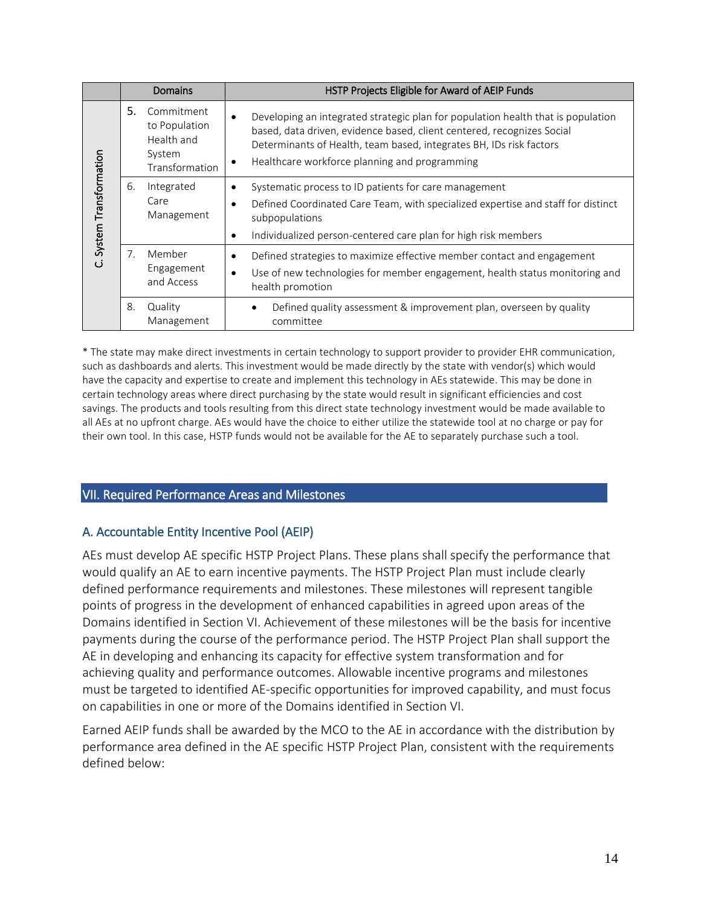| | Domains | HSTP Projects Eligible for Award of AEIP Funds |
|---|---|---|
| C. System Transformation | 5. Commitment to Population Health and System Transformation | • Developing an integrated strategic plan for population health that is population based, data driven, evidence based, client centered, recognizes Social Determinants of Health, team based, integrates BH, IDs risk factors<br>• Healthcare workforce planning and programming |
| | 6. Integrated Care Management | • Systematic process to ID patients for care management<br>• Defined Coordinated Care Team, with specialized expertise and staff for distinct subpopulations<br>• Individualized person-centered care plan for high risk members |
| | 7. Member Engagement and Access | • Defined strategies to maximize effective member contact and engagement<br>• Use of new technologies for member engagement, health status monitoring and health promotion |
| | 8. Quality Management | • Defined quality assessment & improvement plan, overseen by quality committee |

* The state may make direct investments in certain technology to support provider to provider EHR communication, such as dashboards and alerts. This investment would be made directly by the state with vendor(s) which would have the capacity and expertise to create and implement this technology in AEs statewide. This may be done in certain technology areas where direct purchasing by the state would result in significant efficiencies and cost savings. The products and tools resulting from this direct state technology investment would be made available to all AEs at no upfront charge. AEs would have the choice to either utilize the statewide tool at no charge or pay for their own tool. In this case, HSTP funds would not be available for the AE to separately purchase such a tool.

## VII. Required Performance Areas and Milestones

### A. Accountable Entity Incentive Pool (AEIP)

AEs must develop AE specific HSTP Project Plans. These plans shall specify the performance that would qualify an AE to earn incentive payments. The HSTP Project Plan must include clearly defined performance requirements and milestones. These milestones will represent tangible points of progress in the development of enhanced capabilities in agreed upon areas of the Domains identified in Section VI. Achievement of these milestones will be the basis for incentive payments during the course of the performance period. The HSTP Project Plan shall support the AE in developing and enhancing its capacity for effective system transformation and for achieving quality and performance outcomes. Allowable incentive programs and milestones must be targeted to identified AE-specific opportunities for improved capability, and must focus on capabilities in one or more of the Domains identified in Section VI.

Earned AEIP funds shall be awarded by the MCO to the AE in accordance with the distribution by performance area defined in the AE specific HSTP Project Plan, consistent with the requirements defined below: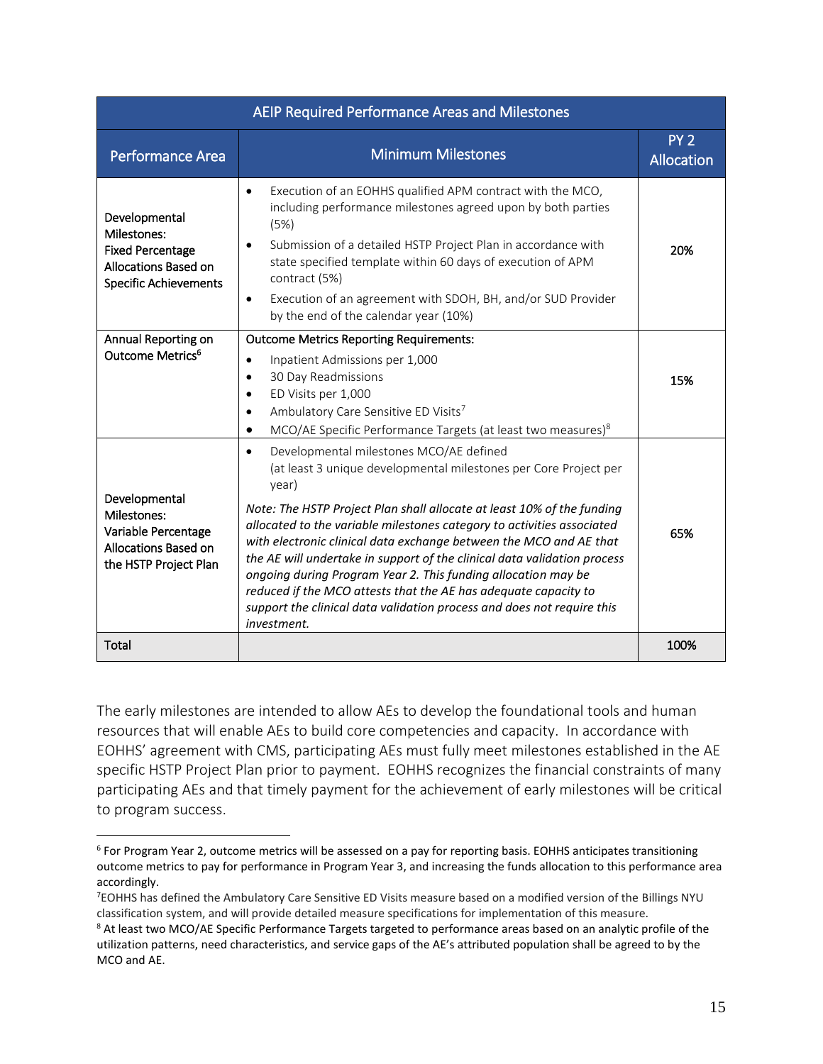| AEIP Required Performance Areas and Milestones | | |
|---|---|---|
| **Performance Area** | **Minimum Milestones** | **PY 2 Allocation** |
| Developmental Milestones: Fixed Percentage Allocations Based on Specific Achievements | • Execution of an EOHHS qualified APM contract with the MCO, including performance milestones agreed upon by both parties (5%)<br>• Submission of a detailed HSTP Project Plan in accordance with state specified template within 60 days of execution of APM contract (5%)<br>• Execution of an agreement with SDOH, BH, and/or SUD Provider by the end of the calendar year (10%) | **20%** |
| Annual Reporting on Outcome Metrics[6] | Outcome Metrics Reporting Requirements:<br>• Inpatient Admissions per 1,000<br>• 30 Day Readmissions<br>• ED Visits per 1,000<br>• Ambulatory Care Sensitive ED Visits[7]<br>• MCO/AE Specific Performance Targets (at least two measures)[8] | **15%** |
| Developmental Milestones: Variable Percentage Allocations Based on the HSTP Project Plan | • Developmental milestones MCO/AE defined (at least 3 unique developmental milestones per Core Project per year)<br>*Note: The HSTP Project Plan shall allocate at least 10% of the funding allocated to the variable milestones category to activities associated with electronic clinical data exchange between the MCO and AE that the AE will undertake in support of the clinical data validation process ongoing during Program Year 2. This funding allocation may be reduced if the MCO attests that the AE has adequate capacity to support the clinical data validation process and does not require this investment.* | **65%** |
| Total | | **100%** |

The early milestones are intended to allow AEs to develop the foundational tools and human resources that will enable AEs to build core competencies and capacity. In accordance with EOHHS' agreement with CMS, participating AEs must fully meet milestones established in the AE specific HSTP Project Plan prior to payment. EOHHS recognizes the financial constraints of many participating AEs and that timely payment for the achievement of early milestones will be critical to program success.

---

[6] For Program Year 2, outcome metrics will be assessed on a pay for reporting basis. EOHHS anticipates transitioning outcome metrics to pay for performance in Program Year 3, and increasing the funds allocation to this performance area accordingly.

[7] EOHHS has defined the Ambulatory Care Sensitive ED Visits measure based on a modified version of the Billings NYU classification system, and will provide detailed measure specifications for implementation of this measure.

[8] At least two MCO/AE Specific Performance Targets targeted to performance areas based on an analytic profile of the utilization patterns, need characteristics, and service gaps of the AE's attributed population shall be agreed to by the MCO and AE.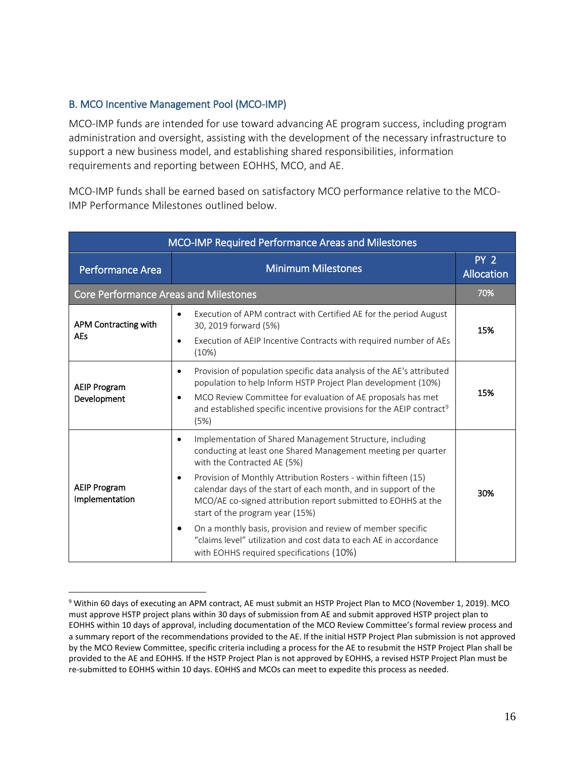## B. MCO Incentive Management Pool (MCO-IMP)

MCO-IMP funds are intended for use toward advancing AE program success, including program administration and oversight, assisting with the development of the necessary infrastructure to support a new business model, and establishing shared responsibilities, information requirements and reporting between EOHHS, MCO, and AE.

MCO-IMP funds shall be earned based on satisfactory MCO performance relative to the MCO-IMP Performance Milestones outlined below.

| MCO-IMP Required Performance Areas and Milestones | | |
|---|---|---|
| **Performance Area** | **Minimum Milestones** | **PY 2 Allocation** |
| **Core Performance Areas and Milestones** | | **70%** |
| **APM Contracting with AEs** | • Execution of APM contract with Certified AE for the period August 30, 2019 forward (5%)<br>• Execution of AEIP Incentive Contracts with required number of AEs (10%) | **15%** |
| **AEIP Program Development** | • Provision of population specific data analysis of the AE's attributed population to help Inform HSTP Project Plan development (10%)<br>• MCO Review Committee for evaluation of AE proposals has met and established specific incentive provisions for the AEIP contract[9] (5%) | **15%** |
| **AEIP Program Implementation** | • Implementation of Shared Management Structure, including conducting at least one Shared Management meeting per quarter with the Contracted AE (5%)<br>• Provision of Monthly Attribution Rosters - within fifteen (15) calendar days of the start of each month, and in support of the MCO/AE co-signed attribution report submitted to EOHHS at the start of the program year (15%)<br>• On a monthly basis, provision and review of member specific "claims level" utilization and cost data to each AE in accordance with EOHHS required specifications (10%) | **30%** |

[9] Within 60 days of executing an APM contract, AE must submit an HSTP Project Plan to MCO (November 1, 2019). MCO must approve HSTP project plans within 30 days of submission from AE and submit approved HSTP project plan to EOHHS within 10 days of approval, including documentation of the MCO Review Committee's formal review process and a summary report of the recommendations provided to the AE. If the initial HSTP Project Plan submission is not approved by the MCO Review Committee, specific criteria including a process for the AE to resubmit the HSTP Project Plan shall be provided to the AE and EOHHS. If the HSTP Project Plan is not approved by EOHHS, a revised HSTP Project Plan must be re-submitted to EOHHS within 10 days. EOHHS and MCOs can meet to expedite this process as needed.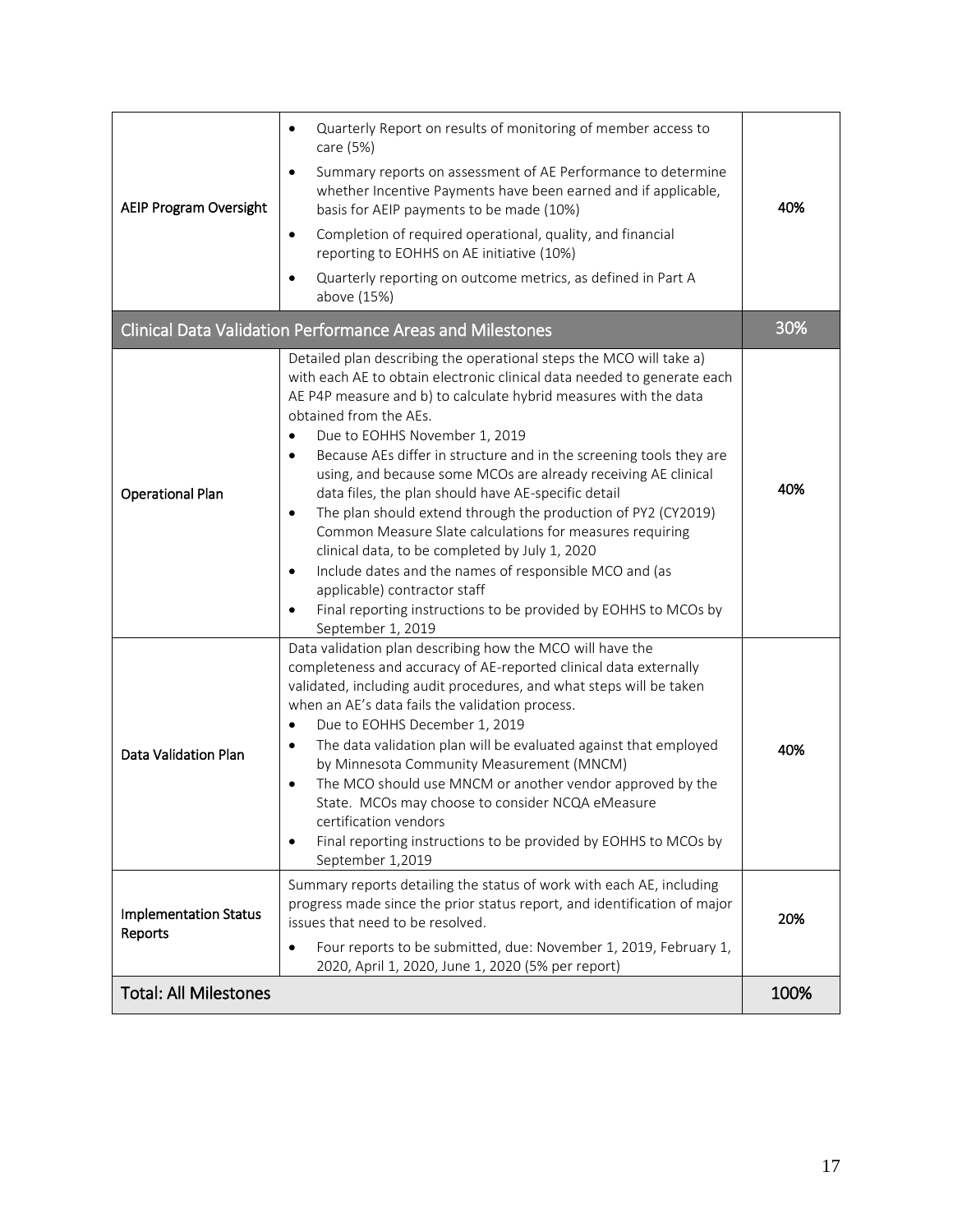| | | |
|---|---|---|
| AEIP Program Oversight | • Quarterly Report on results of monitoring of member access to care (5%)<br>• Summary reports on assessment of AE Performance to determine whether Incentive Payments have been earned and if applicable, basis for AEIP payments to be made (10%)<br>• Completion of required operational, quality, and financial reporting to EOHHS on AE initiative (10%)<br>• Quarterly reporting on outcome metrics, as defined in Part A above (15%) | **40%** |
| **Clinical Data Validation Performance Areas and Milestones** | | **30%** |
| Operational Plan | Detailed plan describing the operational steps the MCO will take a) with each AE to obtain electronic clinical data needed to generate each AE P4P measure and b) to calculate hybrid measures with the data obtained from the AEs.<br>• Due to EOHHS November 1, 2019<br>• Because AEs differ in structure and in the screening tools they are using, and because some MCOs are already receiving AE clinical data files, the plan should have AE-specific detail<br>• The plan should extend through the production of PY2 (CY2019) Common Measure Slate calculations for measures requiring clinical data, to be completed by July 1, 2020<br>• Include dates and the names of responsible MCO and (as applicable) contractor staff<br>• Final reporting instructions to be provided by EOHHS to MCOs by September 1, 2019 | **40%** |
| Data Validation Plan | Data validation plan describing how the MCO will have the completeness and accuracy of AE-reported clinical data externally validated, including audit procedures, and what steps will be taken when an AE's data fails the validation process.<br>• Due to EOHHS December 1, 2019<br>• The data validation plan will be evaluated against that employed by Minnesota Community Measurement (MNCM)<br>• The MCO should use MNCM or another vendor approved by the State. MCOs may choose to consider NCQA eMeasure certification vendors<br>• Final reporting instructions to be provided by EOHHS to MCOs by September 1,2019 | **40%** |
| Implementation Status Reports | Summary reports detailing the status of work with each AE, including progress made since the prior status report, and identification of major issues that need to be resolved.<br>• Four reports to be submitted, due: November 1, 2019, February 1, 2020, April 1, 2020, June 1, 2020 (5% per report) | **20%** |
| **Total: All Milestones** | | **100%** |